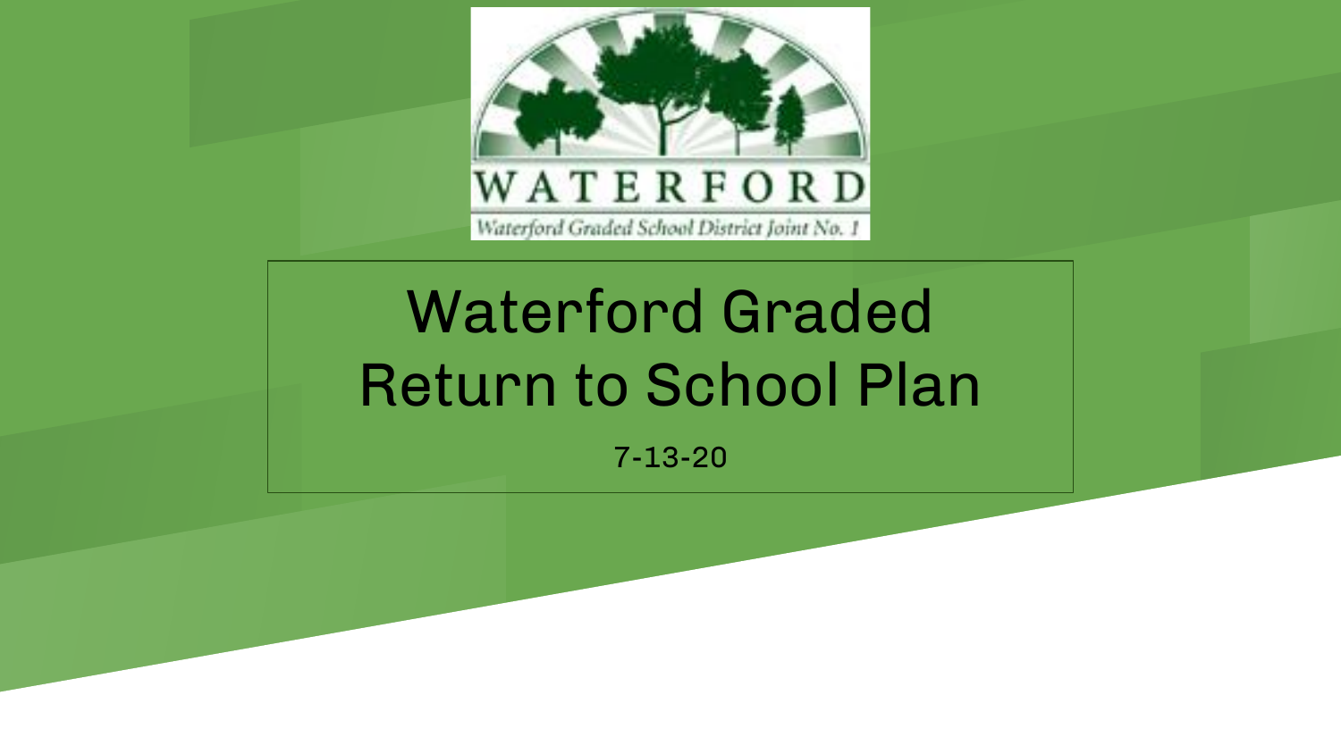WATERFORD

Waterford Graded School District Joint No. 1

# Waterford Graded Return to School Plan

7-13-20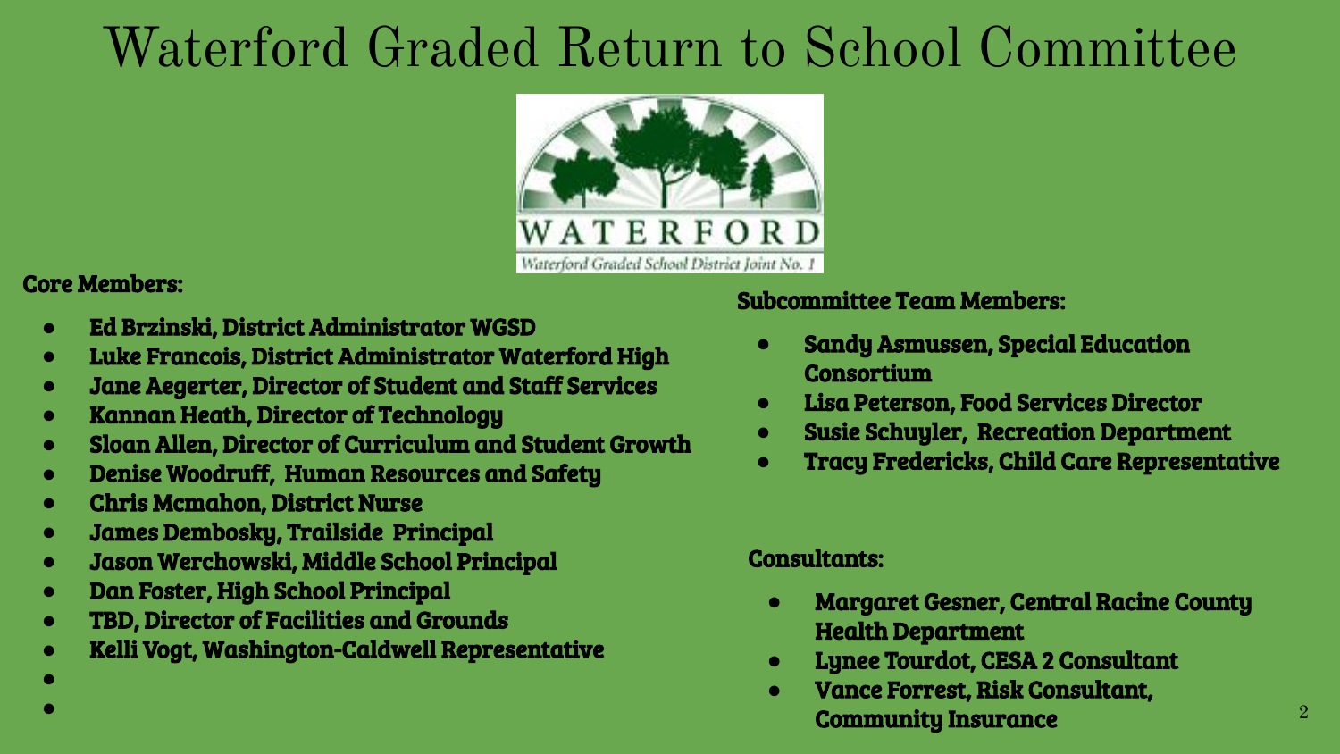# Waterford Graded Return to School Committee

WATERFORD

Waterford Graded School District Joint No. 1

**Core Members:**

- **Ed Brzinski, District Administrator WGSD**
- **Luke Francois, District Administrator Waterford High**
- **Jane Aegerter, Director of Student and Staff Services**
- **Kannan Heath, Director of Technology**
- **Sloan Allen, Director of Curriculum and Student Growth**
- **Denise Woodruff, Human Resources and Safety**
- **Chris Mcmahon, District Nurse**
- **James Dembosky, Trailside Principal**
- **Jason Werchowski, Middle School Principal**
- **Dan Foster, High School Principal**
- **TBD, Director of Facilities and Grounds**
- **Kelli Vogt, Washington-Caldwell Representative**

**Subcommittee Team Members:**

- **Sandy Asmussen, Special Education Consortium**
- **Lisa Peterson, Food Services Director**
- **Susie Schuyler, Recreation Department**
- **Tracy Fredericks, Child Care Representative**

**Consultants:**

- **Margaret Gesner, Central Racine County Health Department**
- **Lynee Tourdot, CESA 2 Consultant**
- **Vance Forrest, Risk Consultant, Community Insurance**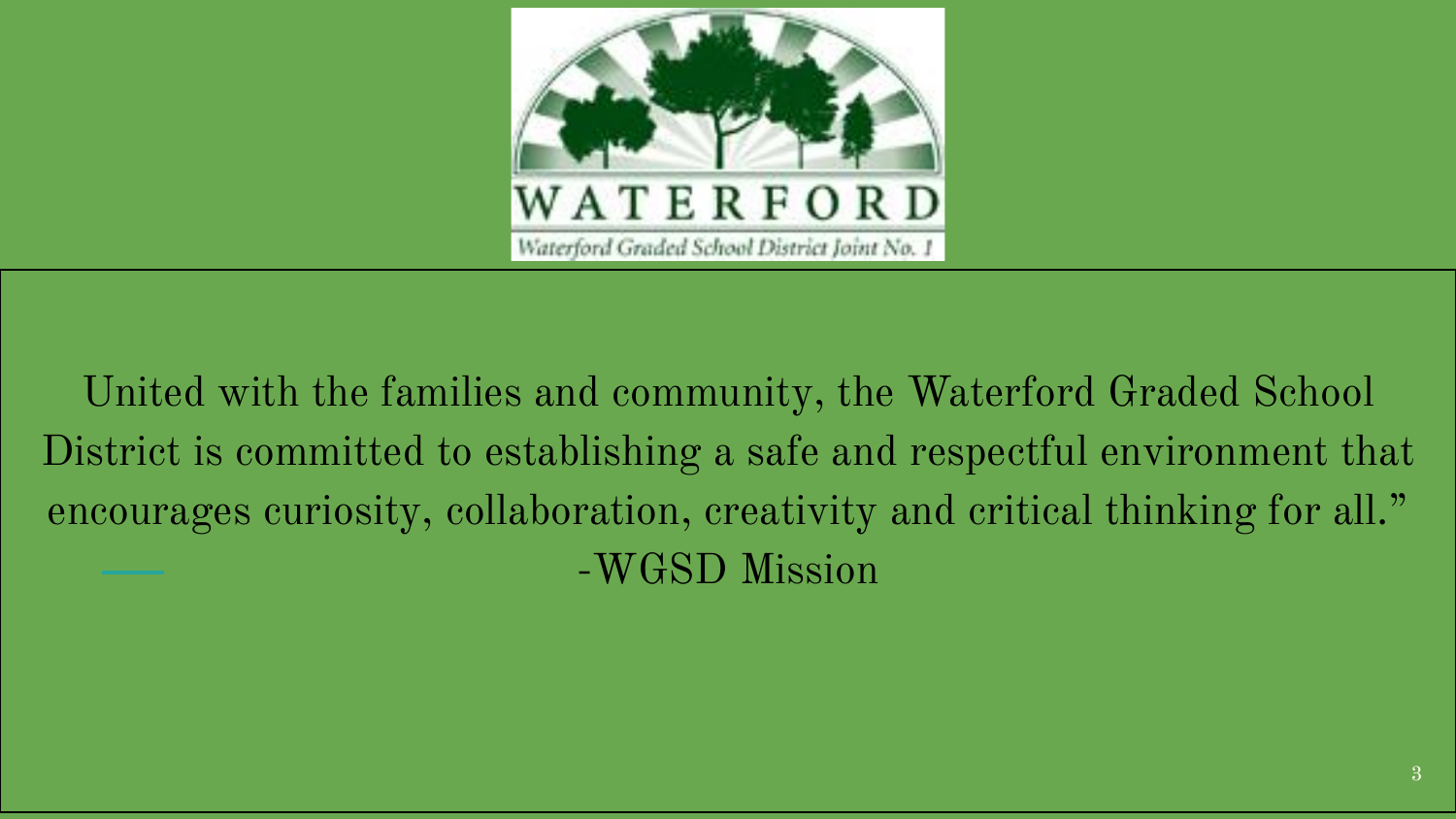WATERFORD

Waterford Graded School District Joint No. 1

United with the families and community, the Waterford Graded School District is committed to establishing a safe and respectful environment that encourages curiosity, collaboration, creativity and critical thinking for all."

-WGSD Mission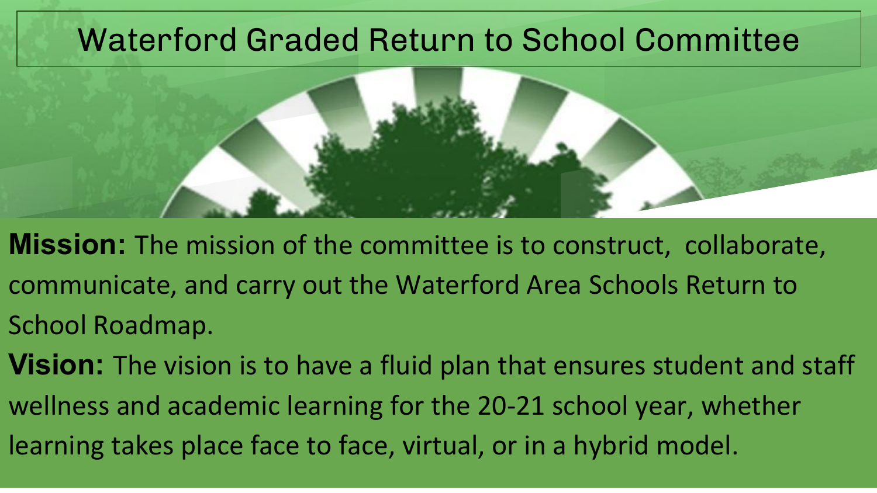# Waterford Graded Return to School Committee

**Mission:** The mission of the committee is to construct, collaborate, communicate, and carry out the Waterford Area Schools Return to School Roadmap.

**Vision:** The vision is to have a fluid plan that ensures student and staff wellness and academic learning for the 20-21 school year, whether learning takes place face to face, virtual, or in a hybrid model.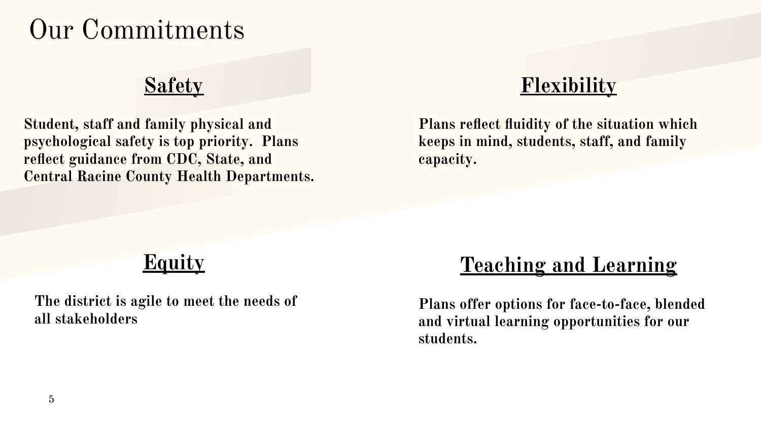# Our Commitments

## Safety

**Student, staff and family physical and psychological safety is top priority. Plans reflect guidance from CDC, State, and Central Racine County Health Departments.**

## Flexibility

**Plans reflect fluidity of the situation which keeps in mind, students, staff, and family capacity.**

## Equity

**The district is agile to meet the needs of all stakeholders**

## Teaching and Learning

**Plans offer options for face-to-face, blended and virtual learning opportunities for our students.**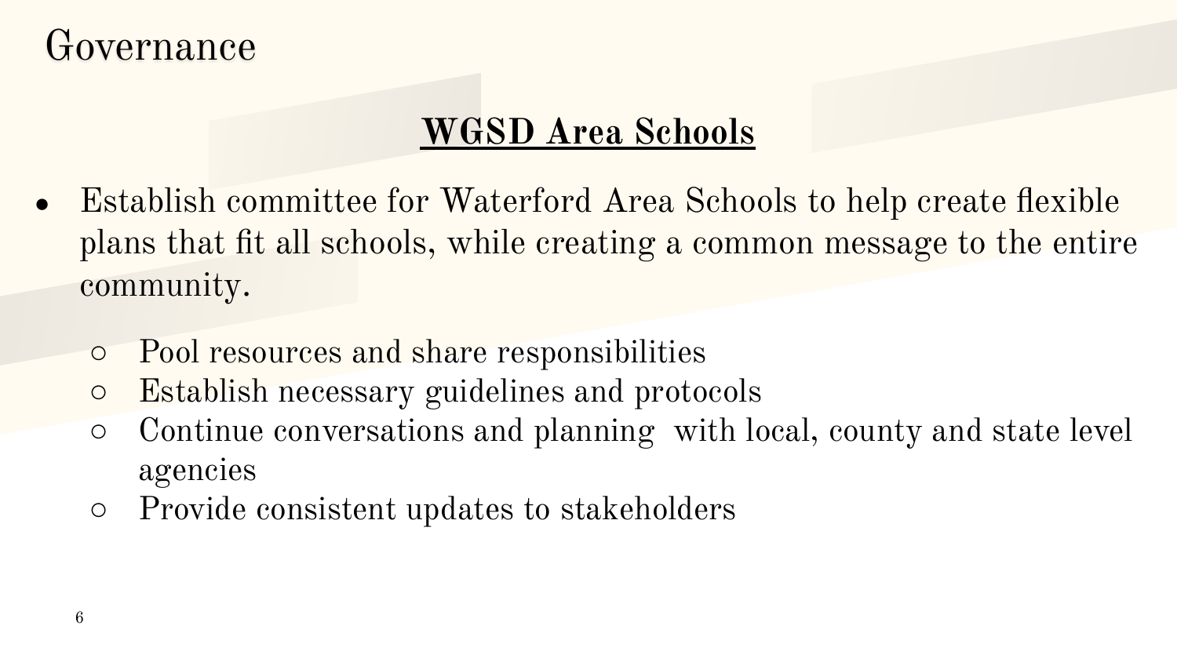# Governance

## **WGSD Area Schools**

- Establish committee for Waterford Area Schools to help create flexible plans that fit all schools, while creating a common message to the entire community.
    - Pool resources and share responsibilities
    - Establish necessary guidelines and protocols
    - Continue conversations and planning with local, county and state level agencies
    - Provide consistent updates to stakeholders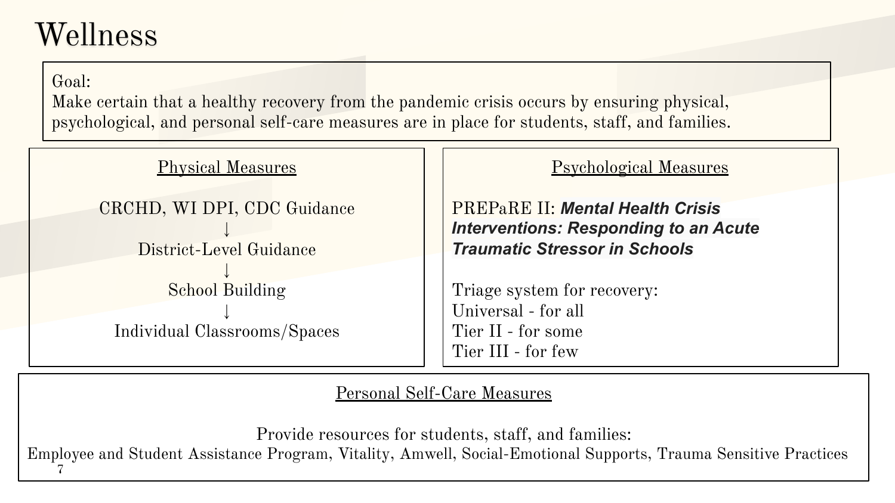# Wellness

Goal:
Make certain that a healthy recovery from the pandemic crisis occurs by ensuring physical, psychological, and personal self-care measures are in place for students, staff, and families.

## Physical Measures

CRCHD, WI DPI, CDC Guidance
↓
District-Level Guidance
↓
School Building
↓
Individual Classrooms/Spaces

## Psychological Measures

PREPaRE II: ***Mental Health Crisis Interventions: Responding to an Acute Traumatic Stressor in Schools***

Triage system for recovery:
Universal - for all
Tier II - for some
Tier III - for few

## Personal Self-Care Measures

Provide resources for students, staff, and families:
Employee and Student Assistance Program, Vitality, Amwell, Social-Emotional Supports, Trauma Sensitive Practices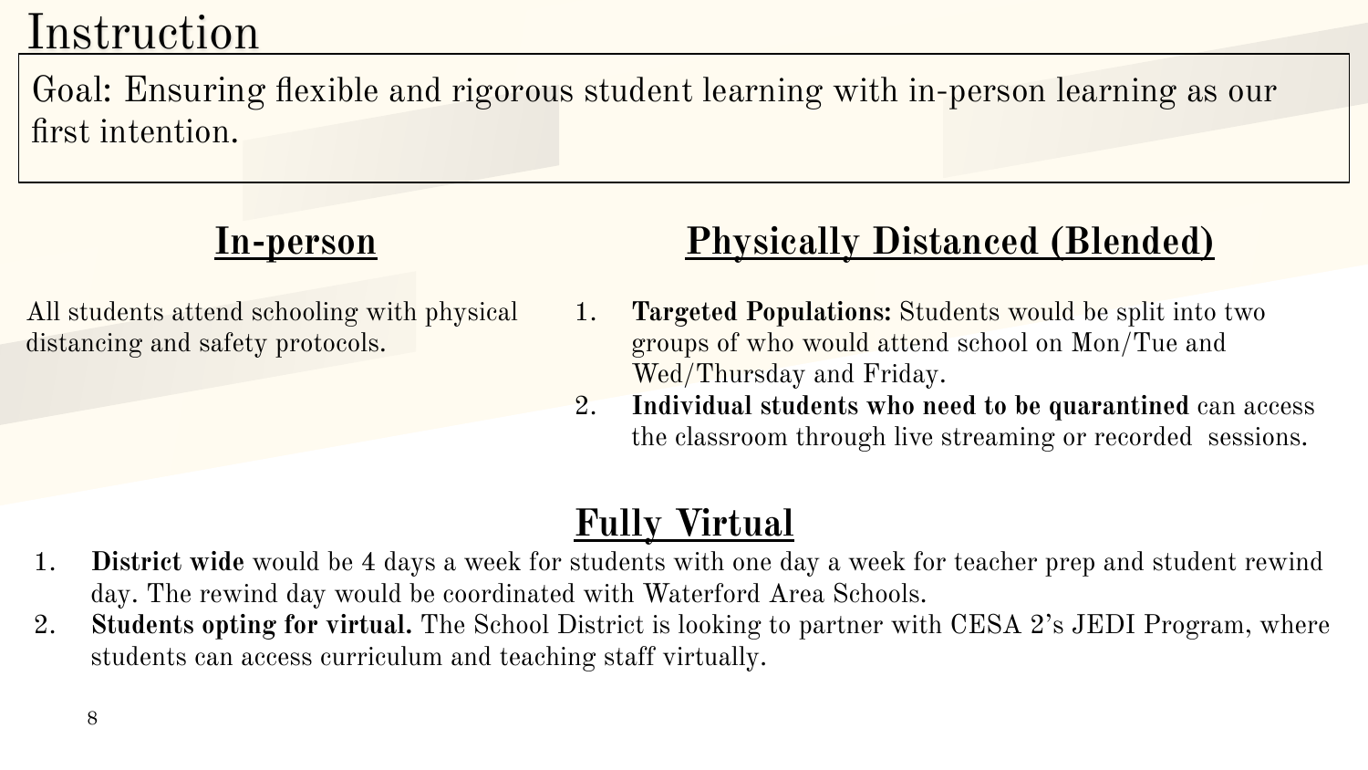# Instruction

Goal: Ensuring flexible and rigorous student learning with in-person learning as our first intention.

## In-person

All students attend schooling with physical distancing and safety protocols.

## Physically Distanced (Blended)

1. **Targeted Populations:** Students would be split into two groups of who would attend school on Mon/Tue and Wed/Thursday and Friday.
2. **Individual students who need to be quarantined** can access the classroom through live streaming or recorded sessions.

## Fully Virtual

1. **District wide** would be 4 days a week for students with one day a week for teacher prep and student rewind day. The rewind day would be coordinated with Waterford Area Schools.
2. **Students opting for virtual.** The School District is looking to partner with CESA 2's JEDI Program, where students can access curriculum and teaching staff virtually.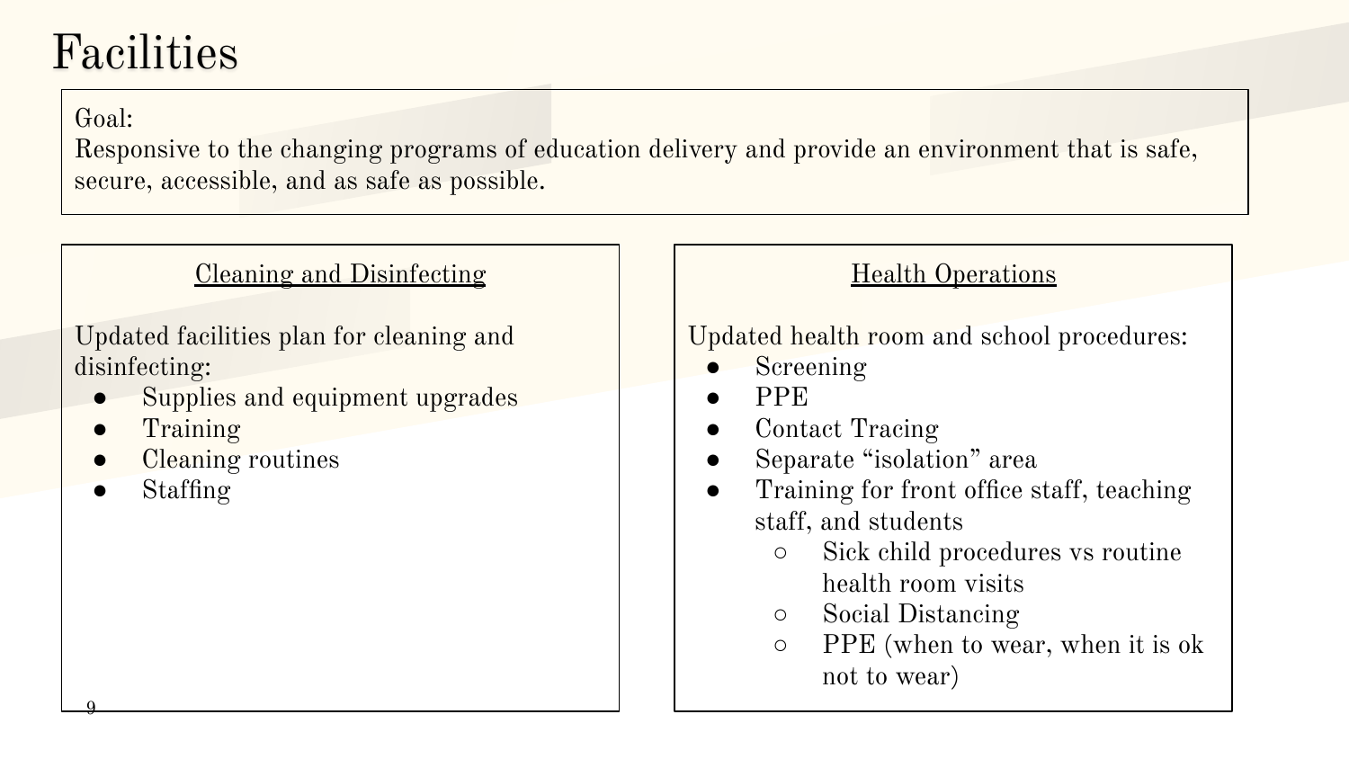# Facilities

Goal:
Responsive to the changing programs of education delivery and provide an environment that is safe, secure, accessible, and as safe as possible.

## Cleaning and Disinfecting

Updated facilities plan for cleaning and disinfecting:

- Supplies and equipment upgrades
- Training
- Cleaning routines
- Staffing

## Health Operations

Updated health room and school procedures:

- Screening
- PPE
- Contact Tracing
- Separate "isolation" area
- Training for front office staff, teaching staff, and students
  - Sick child procedures vs routine health room visits
  - Social Distancing
  - PPE (when to wear, when it is ok not to wear)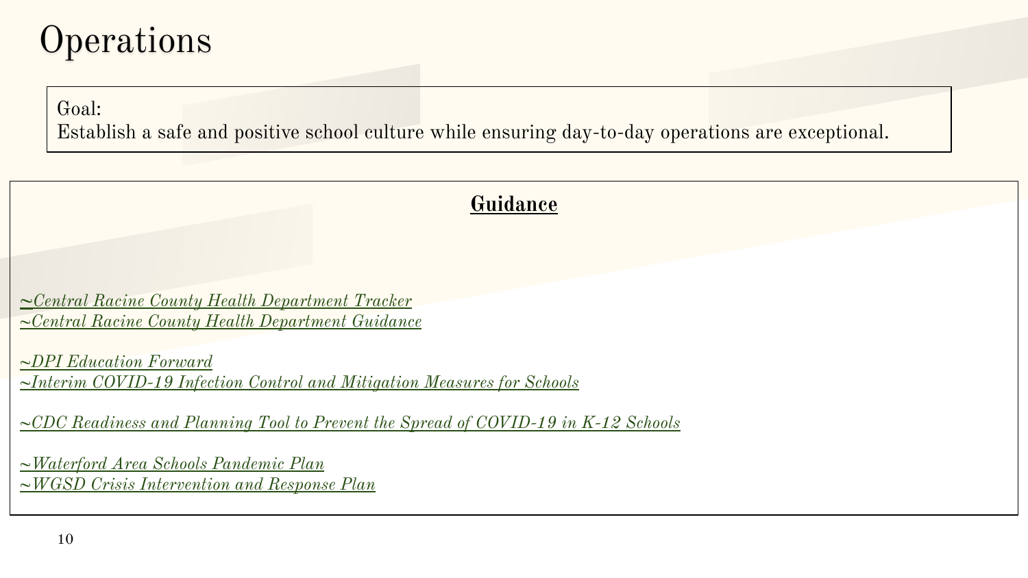# Operations

Goal:
Establish a safe and positive school culture while ensuring day-to-day operations are exceptional.

## **Guidance**

*~Central Racine County Health Department Tracker*
*~Central Racine County Health Department Guidance*

*~DPI Education Forward*
*~Interim COVID-19 Infection Control and Mitigation Measures for Schools*

*~CDC Readiness and Planning Tool to Prevent the Spread of COVID-19 in K-12 Schools*

*~Waterford Area Schools Pandemic Plan*
*~WGSD Crisis Intervention and Response Plan*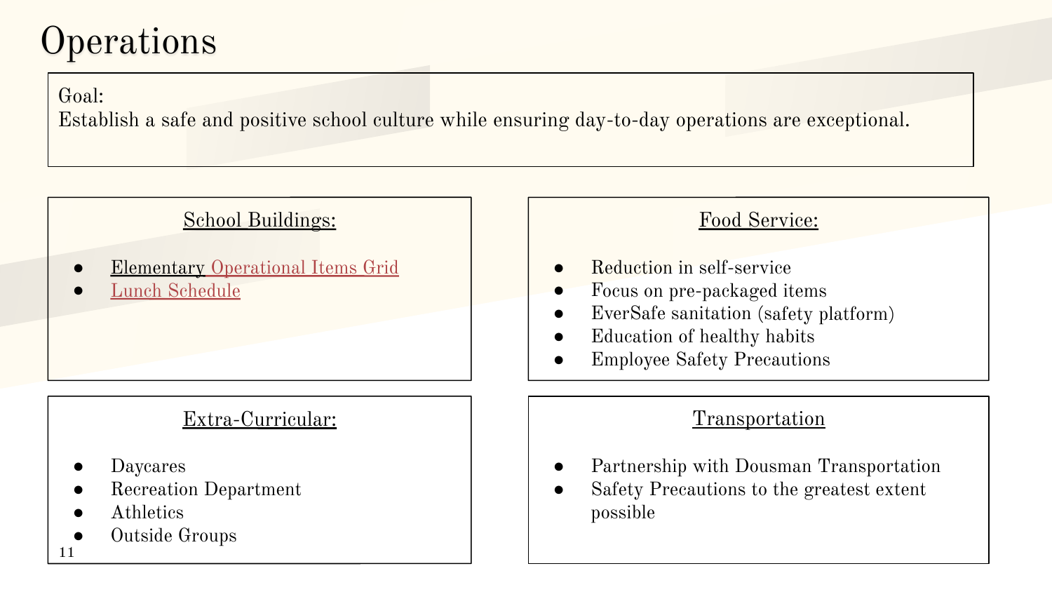# Operations

Goal:
Establish a safe and positive school culture while ensuring day-to-day operations are exceptional.

## School Buildings:

- Elementary Operational Items Grid
- Lunch Schedule

## Food Service:

- Reduction in self-service
- Focus on pre-packaged items
- EverSafe sanitation (safety platform)
- Education of healthy habits
- Employee Safety Precautions

## Extra-Curricular:

- Daycares
- Recreation Department
- Athletics
- Outside Groups

## Transportation

- Partnership with Dousman Transportation
- Safety Precautions to the greatest extent possible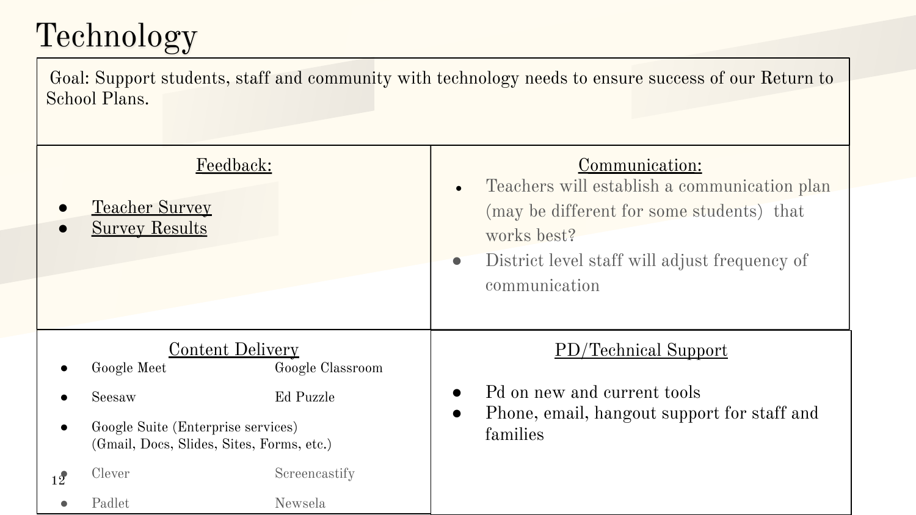# Technology

Goal: Support students, staff and community with technology needs to ensure success of our Return to School Plans.

### Feedback:

- Teacher Survey
- Survey Results

### Communication:

- Teachers will establish a communication plan (may be different for some students) that works best?
- District level staff will adjust frequency of communication

### Content Delivery

- Google Meet
- Google Classroom
- Seesaw
- Ed Puzzle
- Google Suite (Enterprise services) (Gmail, Docs, Slides, Sites, Forms, etc.)
- Clever
- Screencastify
- Padlet
- Newsela

### PD/Technical Support

- Pd on new and current tools
- Phone, email, hangout support for staff and families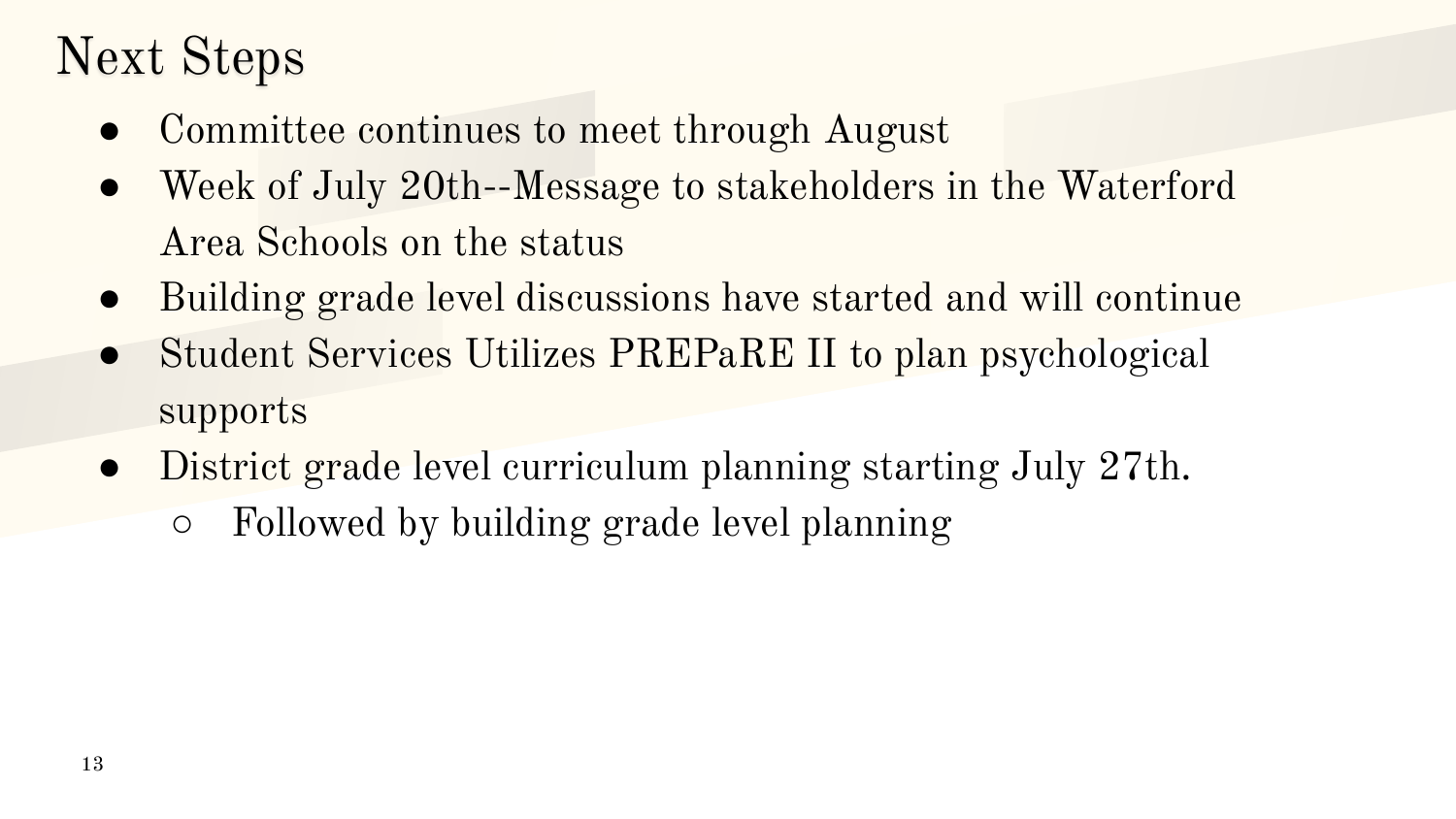# Next Steps

- Committee continues to meet through August
- Week of July 20th--Message to stakeholders in the Waterford Area Schools on the status
- Building grade level discussions have started and will continue
- Student Services Utilizes PREPaRE II to plan psychological supports
- District grade level curriculum planning starting July 27th.
  - Followed by building grade level planning